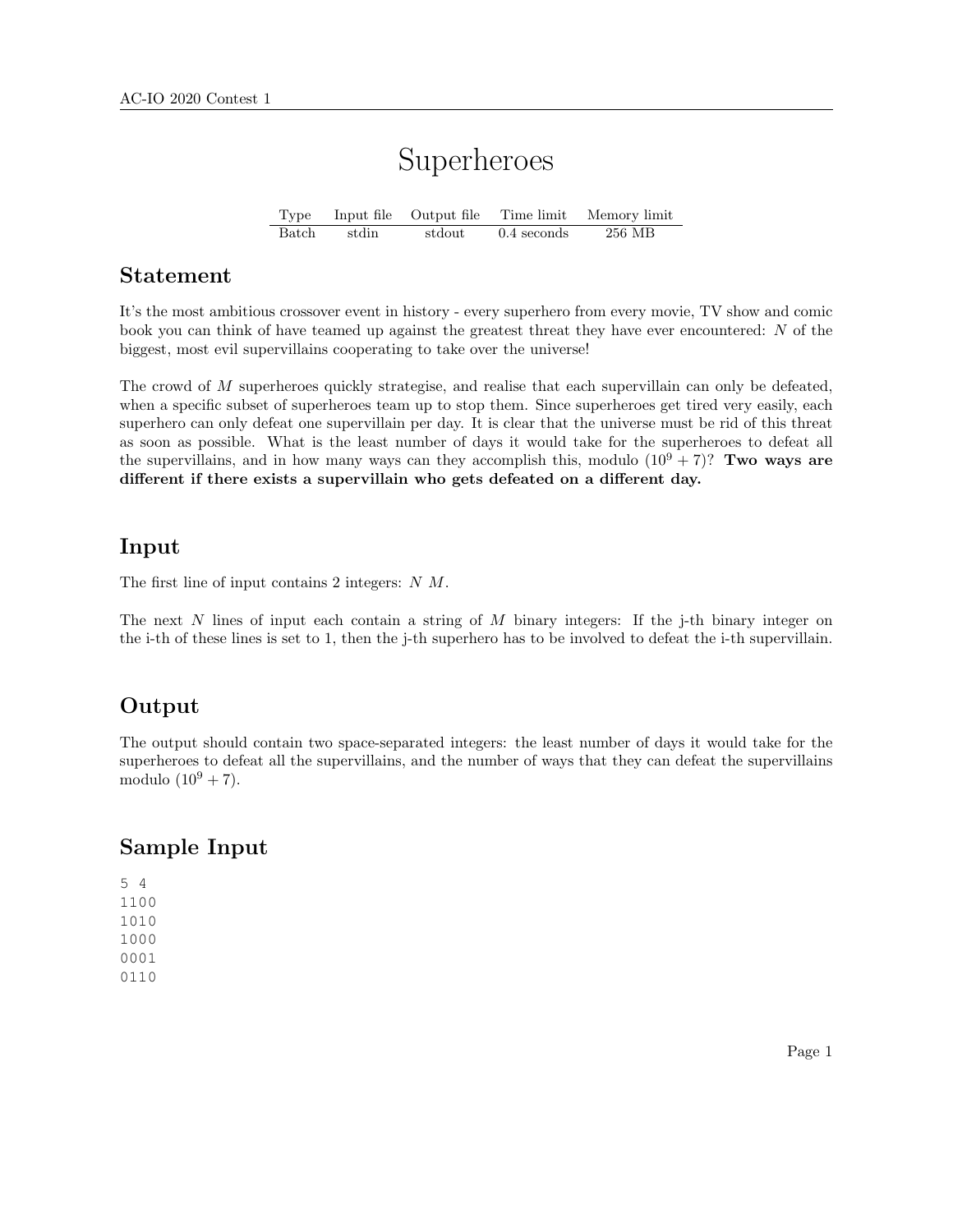# Superheroes

| Type | Input file | Output file | Time limit | Memory limit |
| --- | --- | --- | --- | --- |
| Batch | stdin | stdout | 0.4 seconds | 256 MB |

## Statement

It's the most ambitious crossover event in history - every superhero from every movie, TV show and comic book you can think of have teamed up against the greatest threat they have ever encountered: $N$ of the biggest, most evil supervillains cooperating to take over the universe!

The crowd of $M$ superheroes quickly strategise, and realise that each supervillain can only be defeated, when a specific subset of superheroes team up to stop them. Since superheroes get tired very easily, each superhero can only defeat one supervillain per day. It is clear that the universe must be rid of this threat as soon as possible. What is the least number of days it would take for the superheroes to defeat all the supervillains, and in how many ways can they accomplish this, modulo $(10^9 + 7)$? **Two ways are different if there exists a supervillain who gets defeated on a different day.**

## Input

The first line of input contains 2 integers: $N$ $M$.

The next $N$ lines of input each contain a string of $M$ binary integers: If the j-th binary integer on the i-th of these lines is set to 1, then the j-th superhero has to be involved to defeat the i-th supervillain.

## Output

The output should contain two space-separated integers: the least number of days it would take for the superheroes to defeat all the supervillains, and the number of ways that they can defeat the supervillains modulo $(10^9 + 7)$.

## Sample Input

```
5 4
1100
1010
1000
0001
0110
```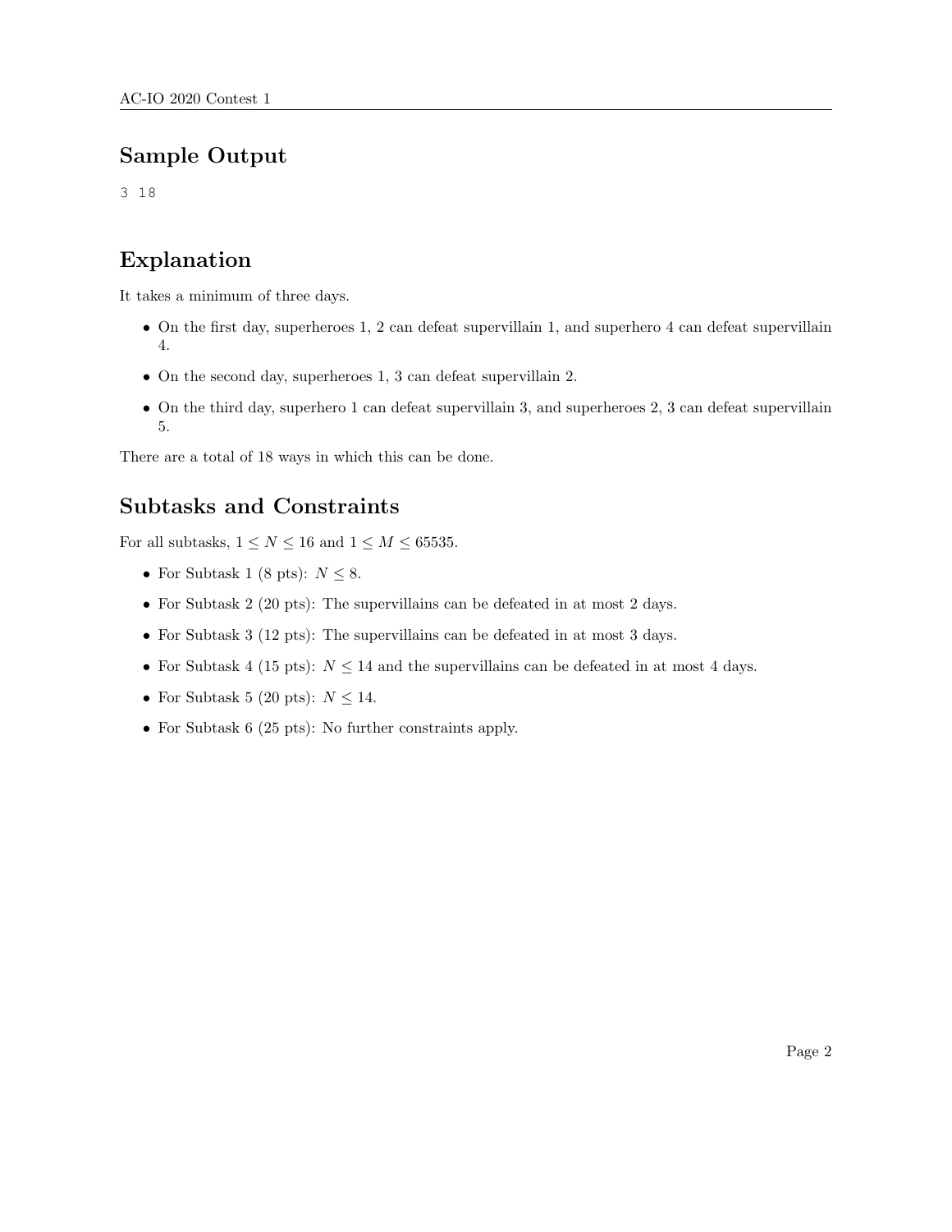## Sample Output

```
3 18
```

## Explanation

It takes a minimum of three days.

- On the first day, superheroes 1, 2 can defeat supervillain 1, and superhero 4 can defeat supervillain 4.
- On the second day, superheroes 1, 3 can defeat supervillain 2.
- On the third day, superhero 1 can defeat supervillain 3, and superheroes 2, 3 can defeat supervillain 5.

There are a total of 18 ways in which this can be done.

## Subtasks and Constraints

For all subtasks, $1 \leq N \leq 16$ and $1 \leq M \leq 65535$.

- For Subtask 1 (8 pts): $N \leq 8$.
- For Subtask 2 (20 pts): The supervillains can be defeated in at most 2 days.
- For Subtask 3 (12 pts): The supervillains can be defeated in at most 3 days.
- For Subtask 4 (15 pts): $N \leq 14$ and the supervillains can be defeated in at most 4 days.
- For Subtask 5 (20 pts): $N \leq 14$.
- For Subtask 6 (25 pts): No further constraints apply.